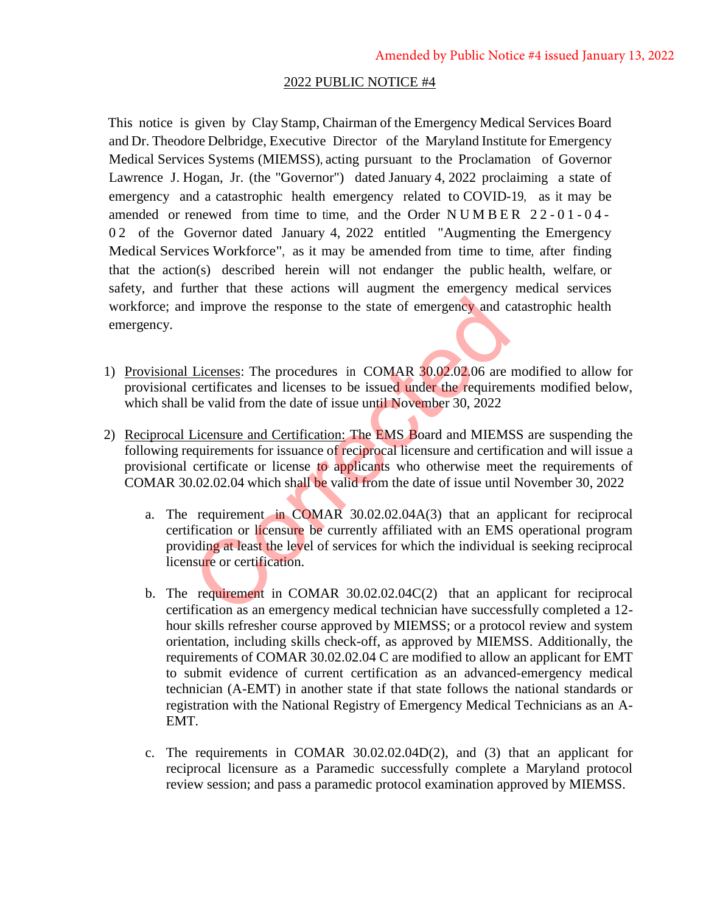Amended by Public Notice #4 issued January 13, 2022

2022 PUBLIC NOTICE #4

This notice is given by Clay Stamp, Chairman of the Emergency Medical Services Board and Dr. Theodore Delbridge, Executive Director of the Maryland Institute for Emergency Medical Services Systems (MIEMSS), acting pursuant to the Proclamation of Governor Lawrence J. Hogan, Jr. (the "Governor") dated January 4, 2022 proclaiming a state of emergency and a catastrophic health emergency related to COVID-19, as it may be amended or renewed from time to time, and the Order NUMBER 22-01-04-02 of the Governor dated January 4, 2022 entitled "Augmenting the Emergency Medical Services Workforce", as it may be amended from time to time, after finding that the action(s) described herein will not endanger the public health, welfare, or safety, and further that these actions will augment the emergency medical services workforce; and improve the response to the state of emergency and catastrophic health emergency.

Corrected

1) Provisional Licenses: The procedures in COMAR 30.02.02.06 are modified to allow for provisional certificates and licenses to be issued under the requirements modified below, which shall be valid from the date of issue until November 30, 2022

2) Reciprocal Licensure and Certification: The EMS Board and MIEMSS are suspending the following requirements for issuance of reciprocal licensure and certification and will issue a provisional certificate or license to applicants who otherwise meet the requirements of COMAR 30.02.02.04 which shall be valid from the date of issue until November 30, 2022

   a. The requirement in COMAR 30.02.02.04A(3) that an applicant for reciprocal certification or licensure be currently affiliated with an EMS operational program providing at least the level of services for which the individual is seeking reciprocal licensure or certification.

   b. The requirement in COMAR 30.02.02.04C(2) that an applicant for reciprocal certification as an emergency medical technician have successfully completed a 12-hour skills refresher course approved by MIEMSS; or a protocol review and system orientation, including skills check-off, as approved by MIEMSS. Additionally, the requirements of COMAR 30.02.02.04 C are modified to allow an applicant for EMT to submit evidence of current certification as an advanced-emergency medical technician (A-EMT) in another state if that state follows the national standards or registration with the National Registry of Emergency Medical Technicians as an A-EMT.

   c. The requirements in COMAR 30.02.02.04D(2), and (3) that an applicant for reciprocal licensure as a Paramedic successfully complete a Maryland protocol review session; and pass a paramedic protocol examination approved by MIEMSS.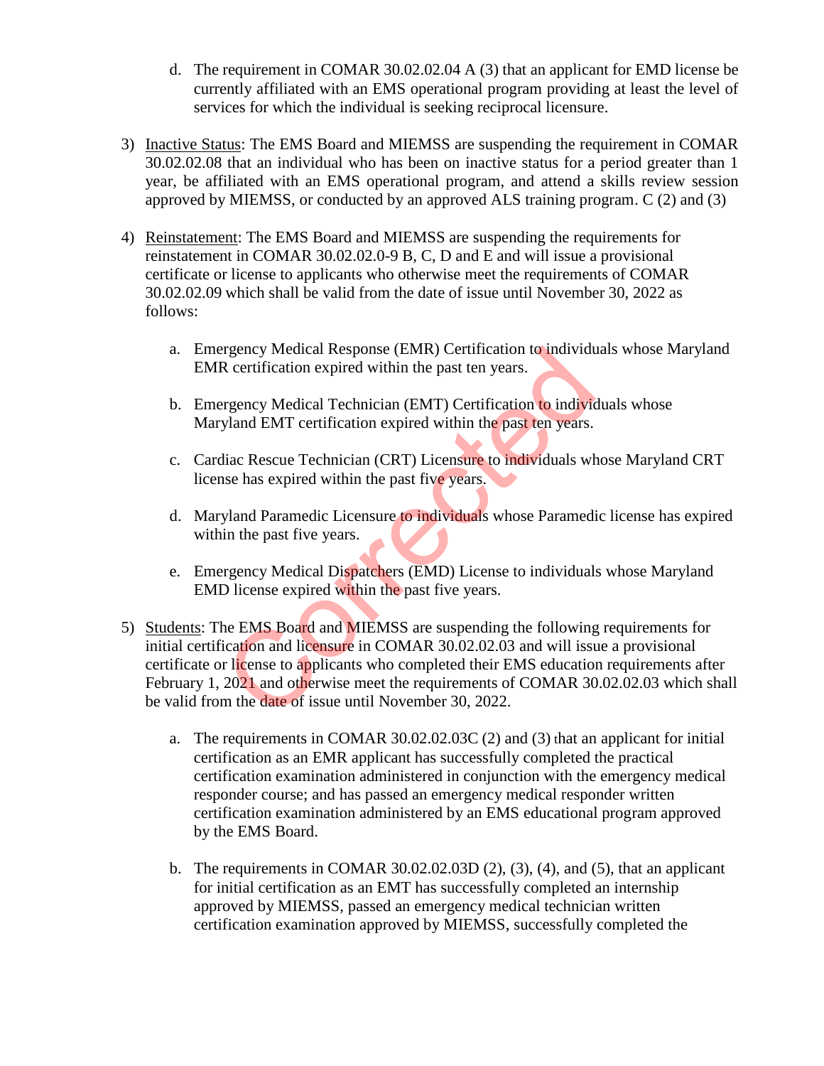d. The requirement in COMAR 30.02.02.04 A (3) that an applicant for EMD license be currently affiliated with an EMS operational program providing at least the level of services for which the individual is seeking reciprocal licensure.

3) Inactive Status: The EMS Board and MIEMSS are suspending the requirement in COMAR 30.02.02.08 that an individual who has been on inactive status for a period greater than 1 year, be affiliated with an EMS operational program, and attend a skills review session approved by MIEMSS, or conducted by an approved ALS training program. C (2) and (3)

4) Reinstatement: The EMS Board and MIEMSS are suspending the requirements for reinstatement in COMAR 30.02.02.0-9 B, C, D and E and will issue a provisional certificate or license to applicants who otherwise meet the requirements of COMAR 30.02.02.09 which shall be valid from the date of issue until November 30, 2022 as follows:

   a. Emergency Medical Response (EMR) Certification to individuals whose Maryland EMR certification expired within the past ten years.

   b. Emergency Medical Technician (EMT) Certification to individuals whose Maryland EMT certification expired within the past ten years.

   c. Cardiac Rescue Technician (CRT) Licensure to individuals whose Maryland CRT license has expired within the past five years.

   d. Maryland Paramedic Licensure to individuals whose Paramedic license has expired within the past five years.

   e. Emergency Medical Dispatchers (EMD) License to individuals whose Maryland EMD license expired within the past five years.

5) Students: The EMS Board and MIEMSS are suspending the following requirements for initial certification and licensure in COMAR 30.02.02.03 and will issue a provisional certificate or license to applicants who completed their EMS education requirements after February 1, 2021 and otherwise meet the requirements of COMAR 30.02.02.03 which shall be valid from the date of issue until November 30, 2022.

   a. The requirements in COMAR 30.02.02.03C (2) and (3) that an applicant for initial certification as an EMR applicant has successfully completed the practical certification examination administered in conjunction with the emergency medical responder course; and has passed an emergency medical responder written certification examination administered by an EMS educational program approved by the EMS Board.

   b. The requirements in COMAR 30.02.02.03D (2), (3), (4), and (5), that an applicant for initial certification as an EMT has successfully completed an internship approved by MIEMSS, passed an emergency medical technician written certification examination approved by MIEMSS, successfully completed the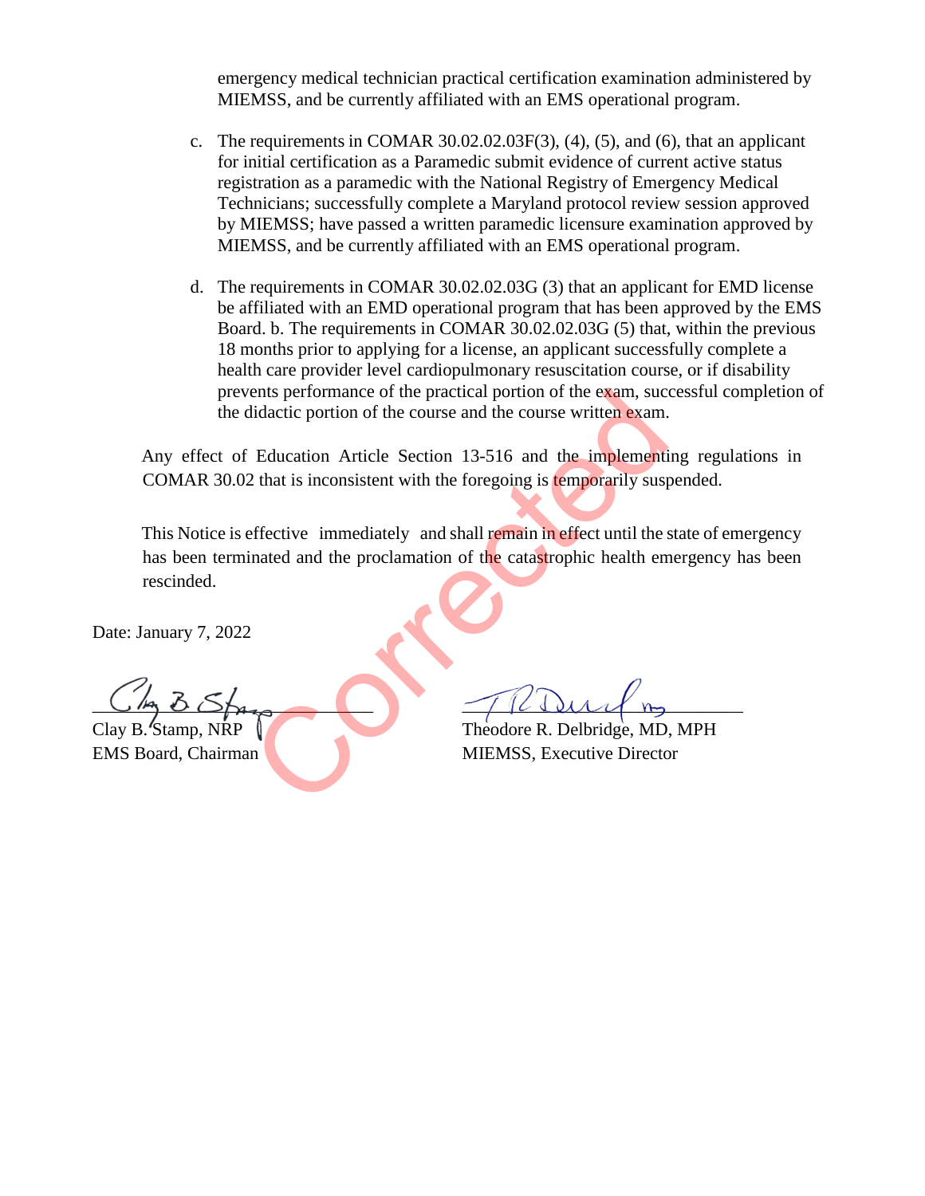emergency medical technician practical certification examination administered by MIEMSS, and be currently affiliated with an EMS operational program.

c. The requirements in COMAR 30.02.02.03F(3), (4), (5), and (6), that an applicant for initial certification as a Paramedic submit evidence of current active status registration as a paramedic with the National Registry of Emergency Medical Technicians; successfully complete a Maryland protocol review session approved by MIEMSS; have passed a written paramedic licensure examination approved by MIEMSS, and be currently affiliated with an EMS operational program.

d. The requirements in COMAR 30.02.02.03G (3) that an applicant for EMD license be affiliated with an EMD operational program that has been approved by the EMS Board. b. The requirements in COMAR 30.02.02.03G (5) that, within the previous 18 months prior to applying for a license, an applicant successfully complete a health care provider level cardiopulmonary resuscitation course, or if disability prevents performance of the practical portion of the exam, successful completion of the didactic portion of the course and the course written exam.

Any effect of Education Article Section 13-516 and the implementing regulations in COMAR 30.02 that is inconsistent with the foregoing is temporarily suspended.

This Notice is effective immediately and shall remain in effect until the state of emergency has been terminated and the proclamation of the catastrophic health emergency has been rescinded.

Corrected

Date: January 7, 2022

Clay B. Stamp, NRP
EMS Board, Chairman

Theodore R. Delbridge, MD, MPH
MIEMSS, Executive Director